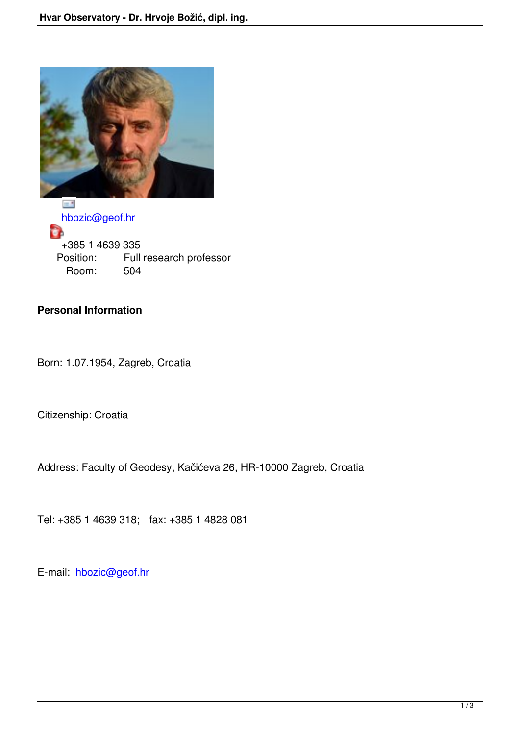hbozic@geof.hr

+385 1 4639 335

Position: Full research professor

Room: 504

**Personal Information**

Born: 1.07.1954, Zagreb, Croatia

Citizenship: Croatia

Address: Faculty of Geodesy, Kačićeva 26, HR-10000 Zagreb, Croatia

Tel: +385 1 4639 318; fax: +385 1 4828 081

E-mail: hbozic@geof.hr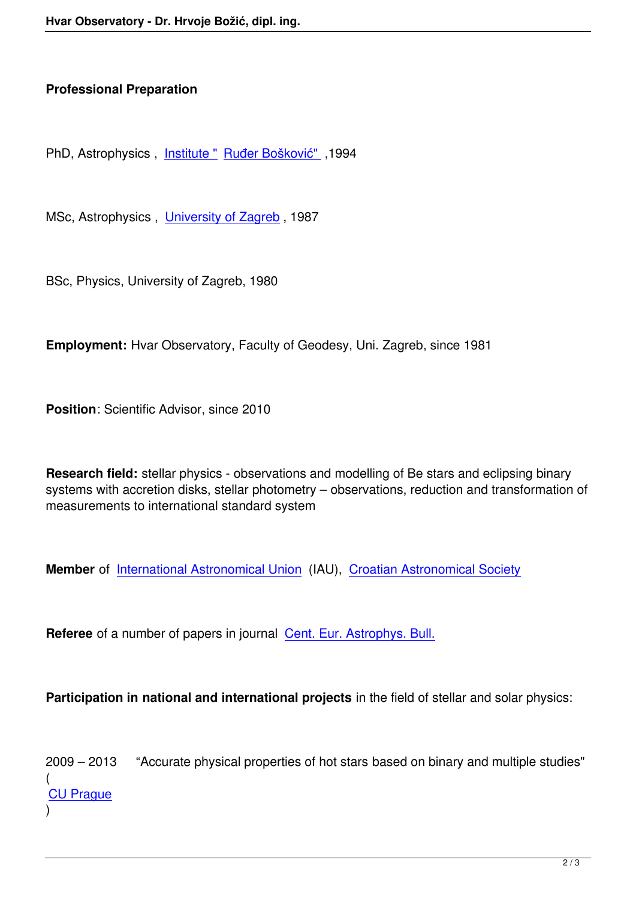**Professional Preparation**

PhD, Astrophysics , Institute " Ruđer Bošković" ,1994

MSc, Astrophysics , University of Zagreb , 1987

BSc, Physics, University of Zagreb, 1980

**Employment:** Hvar Observatory, Faculty of Geodesy, Uni. Zagreb, since 1981

**Position**: Scientific Advisor, since 2010

**Research field:** stellar physics - observations and modelling of Be stars and eclipsing binary systems with accretion disks, stellar photometry – observations, reduction and transformation of measurements to international standard system

**Member** of International Astronomical Union (IAU), Croatian Astronomical Society

**Referee** of a number of papers in journal Cent. Eur. Astrophys. Bull.

**Participation in national and international projects** in the field of stellar and solar physics:

2009 – 2013 "Accurate physical properties of hot stars based on binary and multiple studies" ( CU Prague )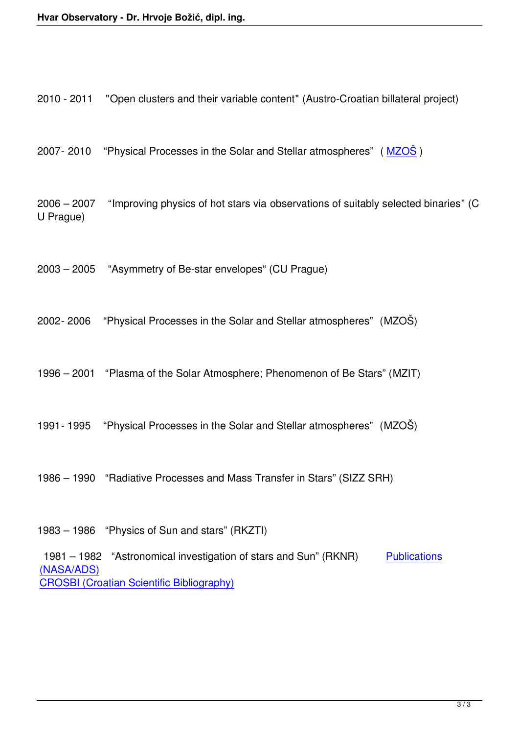2010 - 2011 "Open clusters and their variable content" (Austro-Croatian billateral project)

2007- 2010 “Physical Processes in the Solar and Stellar atmospheres” ( MZOŠ )

2006 – 2007 “Improving physics of hot stars via observations of suitably selected binaries” (CU Prague)

2003 – 2005 “Asymmetry of Be-star envelopes“ (CU Prague)

2002- 2006 “Physical Processes in the Solar and Stellar atmospheres” (MZOŠ)

1996 – 2001 “Plasma of the Solar Atmosphere; Phenomenon of Be Stars” (MZIT)

1991- 1995 “Physical Processes in the Solar and Stellar atmospheres” (MZOŠ)

1986 – 1990 “Radiative Processes and Mass Transfer in Stars” (SIZZ SRH)

1983 – 1986 “Physics of Sun and stars” (RKZTI)

1981 – 1982 “Astronomical investigation of stars and Sun” (RKNR)

Publications (NASA/ADS)

CROSBI (Croatian Scientific Bibliography)